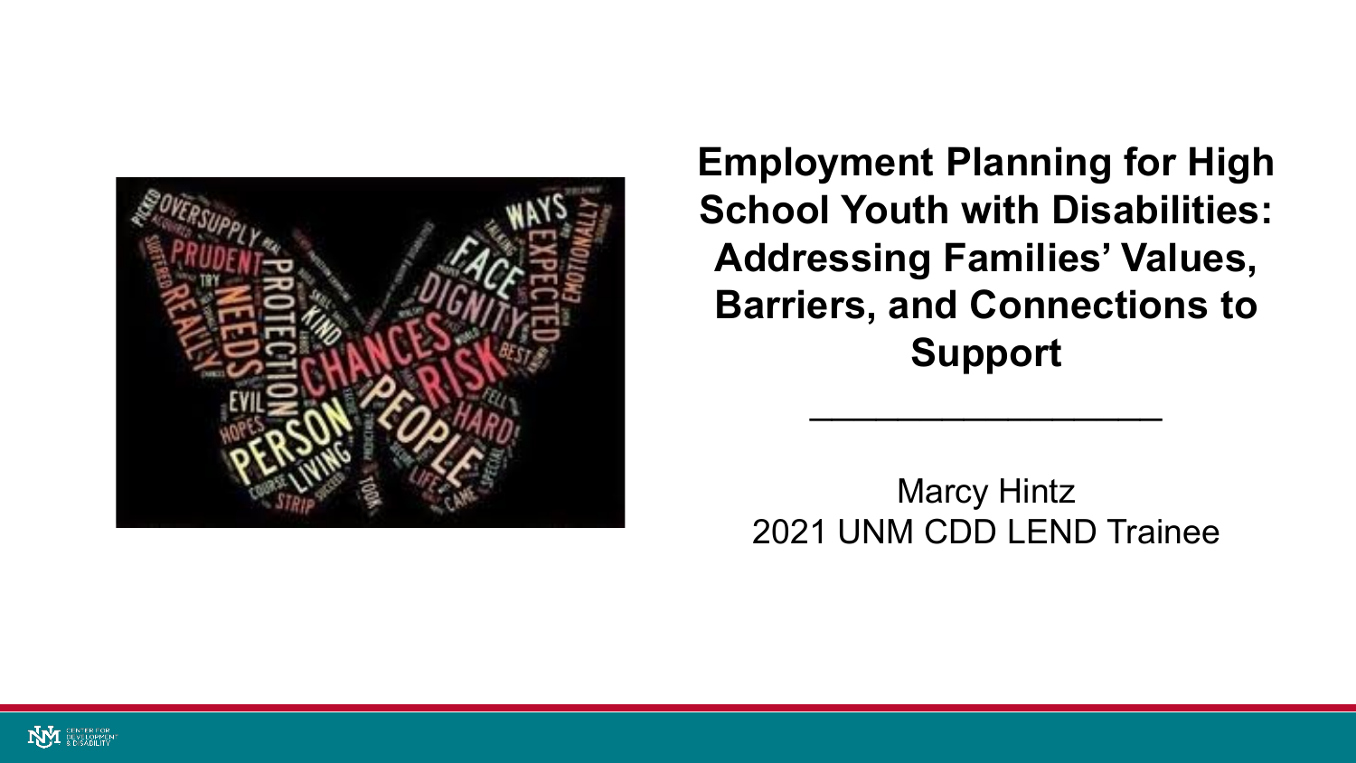# Employment Planning for High School Youth with Disabilities: Addressing Families' Values, Barriers, and Connections to Support

Marcy Hintz
2021 UNM CDD LEND Trainee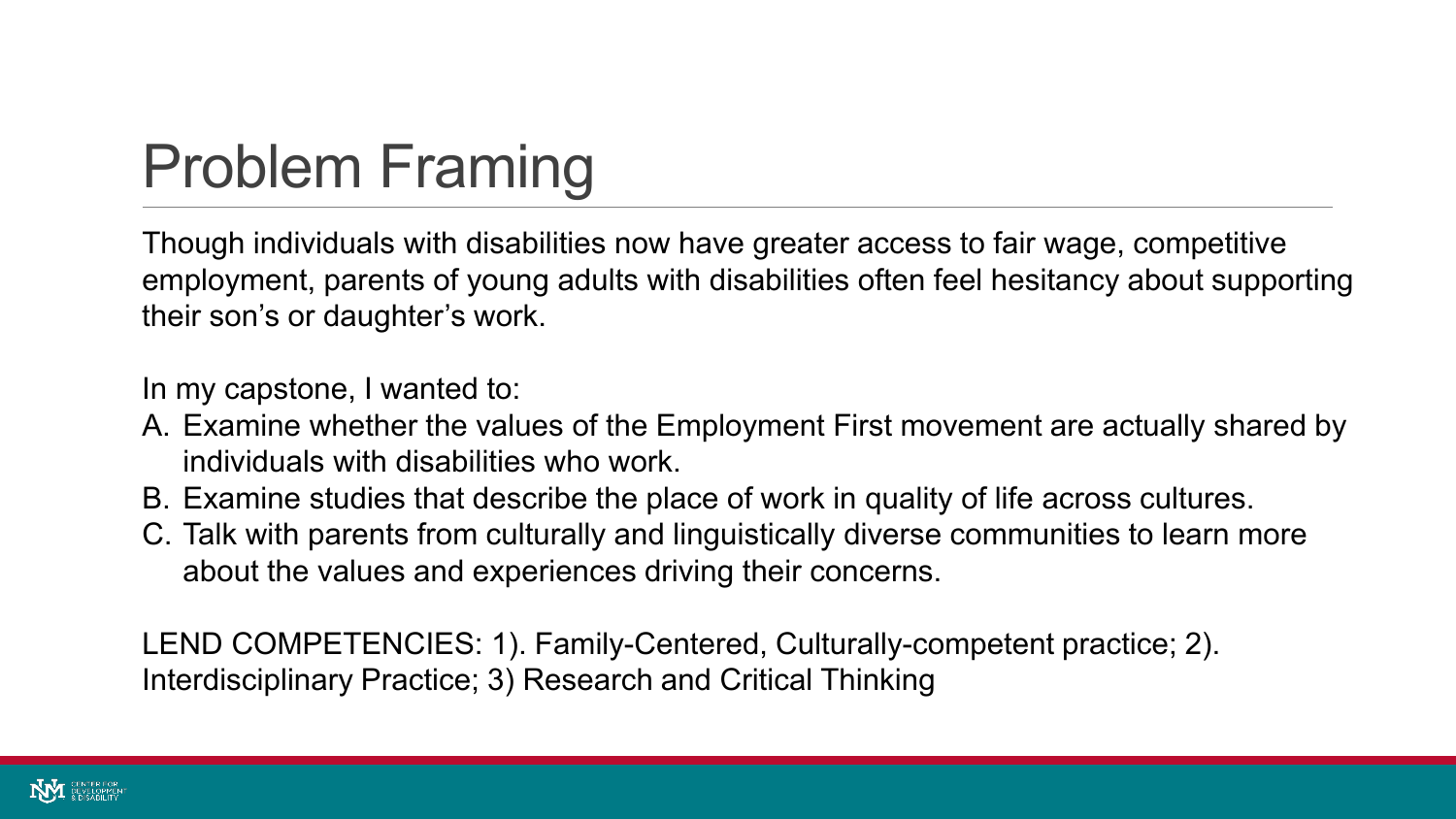# Problem Framing

Though individuals with disabilities now have greater access to fair wage, competitive employment, parents of young adults with disabilities often feel hesitancy about supporting their son's or daughter's work.

In my capstone, I wanted to:

A. Examine whether the values of the Employment First movement are actually shared by individuals with disabilities who work.
B. Examine studies that describe the place of work in quality of life across cultures.
C. Talk with parents from culturally and linguistically diverse communities to learn more about the values and experiences driving their concerns.

LEND COMPETENCIES: 1). Family-Centered, Culturally-competent practice; 2). Interdisciplinary Practice; 3) Research and Critical Thinking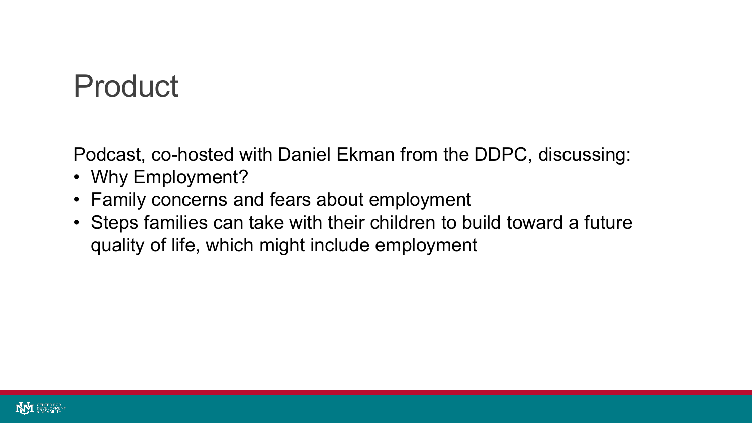# Product

Podcast, co-hosted with Daniel Ekman from the DDPC, discussing:

- Why Employment?
- Family concerns and fears about employment
- Steps families can take with their children to build toward a future quality of life, which might include employment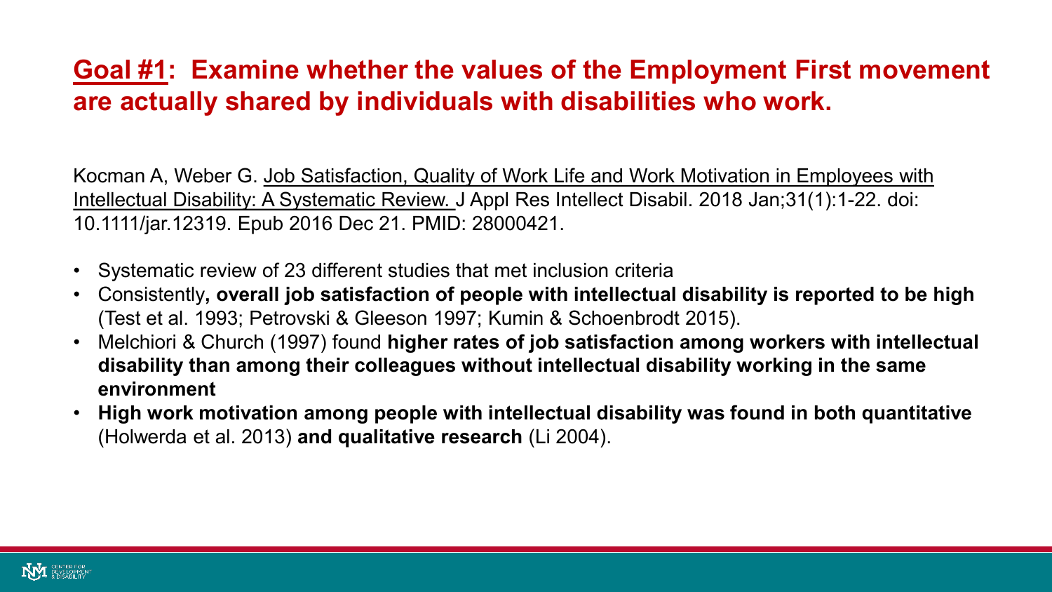## **Goal #1**: Examine whether the values of the Employment First movement are actually shared by individuals with disabilities who work.

Kocman A, Weber G. Job Satisfaction, Quality of Work Life and Work Motivation in Employees with Intellectual Disability: A Systematic Review. J Appl Res Intellect Disabil. 2018 Jan;31(1):1-22. doi: 10.1111/jar.12319. Epub 2016 Dec 21. PMID: 28000421.

- Systematic review of 23 different studies that met inclusion criteria
- Consistently**, overall job satisfaction of people with intellectual disability is reported to be high** (Test et al. 1993; Petrovski & Gleeson 1997; Kumin & Schoenbrodt 2015).
- Melchiori & Church (1997) found **higher rates of job satisfaction among workers with intellectual disability than among their colleagues without intellectual disability working in the same environment**
- **High work motivation among people with intellectual disability was found in both quantitative** (Holwerda et al. 2013) **and qualitative research** (Li 2004).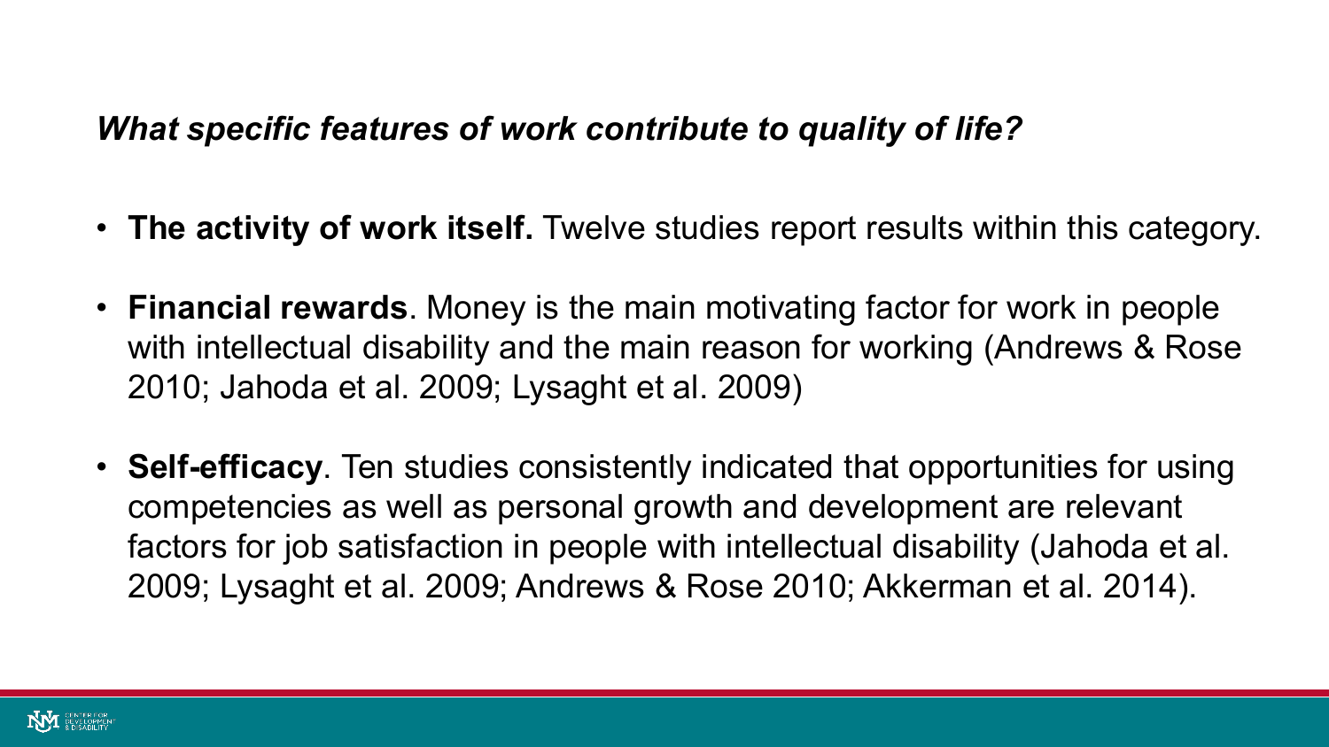*What specific features of work contribute to quality of life?*

- **The activity of work itself.** Twelve studies report results within this category.
- **Financial rewards**. Money is the main motivating factor for work in people with intellectual disability and the main reason for working (Andrews & Rose 2010; Jahoda et al. 2009; Lysaght et al. 2009)
- **Self-efficacy**. Ten studies consistently indicated that opportunities for using competencies as well as personal growth and development are relevant factors for job satisfaction in people with intellectual disability (Jahoda et al. 2009; Lysaght et al. 2009; Andrews & Rose 2010; Akkerman et al. 2014).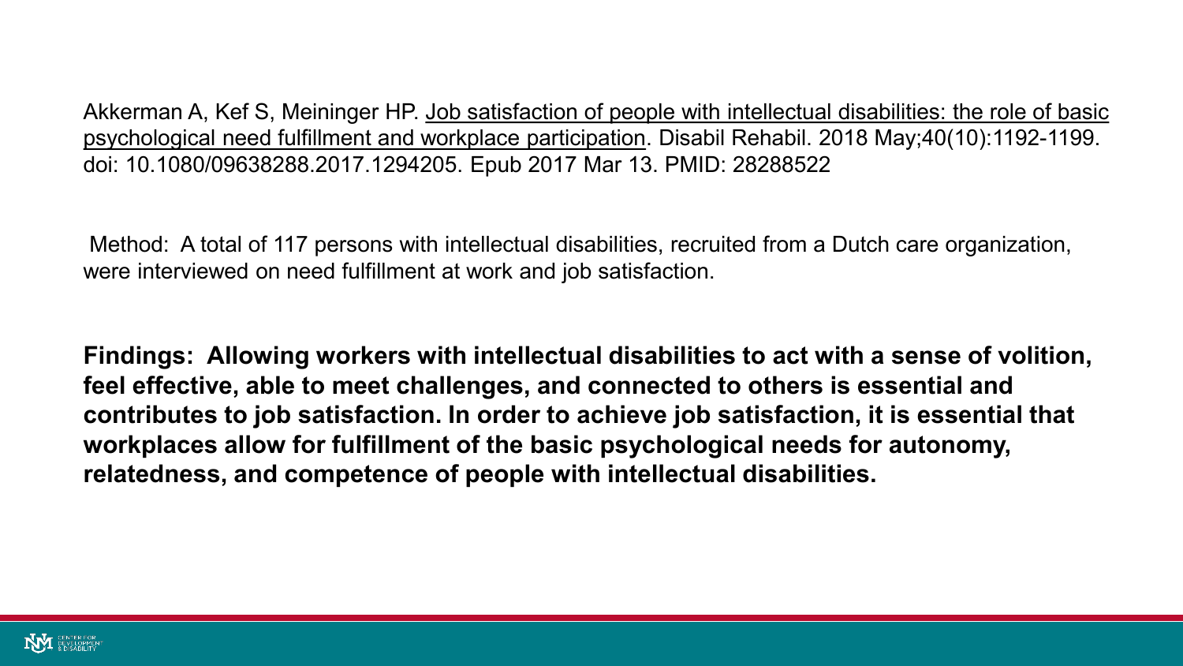Akkerman A, Kef S, Meininger HP. Job satisfaction of people with intellectual disabilities: the role of basic psychological need fulfillment and workplace participation. Disabil Rehabil. 2018 May;40(10):1192-1199. doi: 10.1080/09638288.2017.1294205. Epub 2017 Mar 13. PMID: 28288522

Method: A total of 117 persons with intellectual disabilities, recruited from a Dutch care organization, were interviewed on need fulfillment at work and job satisfaction.

**Findings: Allowing workers with intellectual disabilities to act with a sense of volition, feel effective, able to meet challenges, and connected to others is essential and contributes to job satisfaction. In order to achieve job satisfaction, it is essential that workplaces allow for fulfillment of the basic psychological needs for autonomy, relatedness, and competence of people with intellectual disabilities.**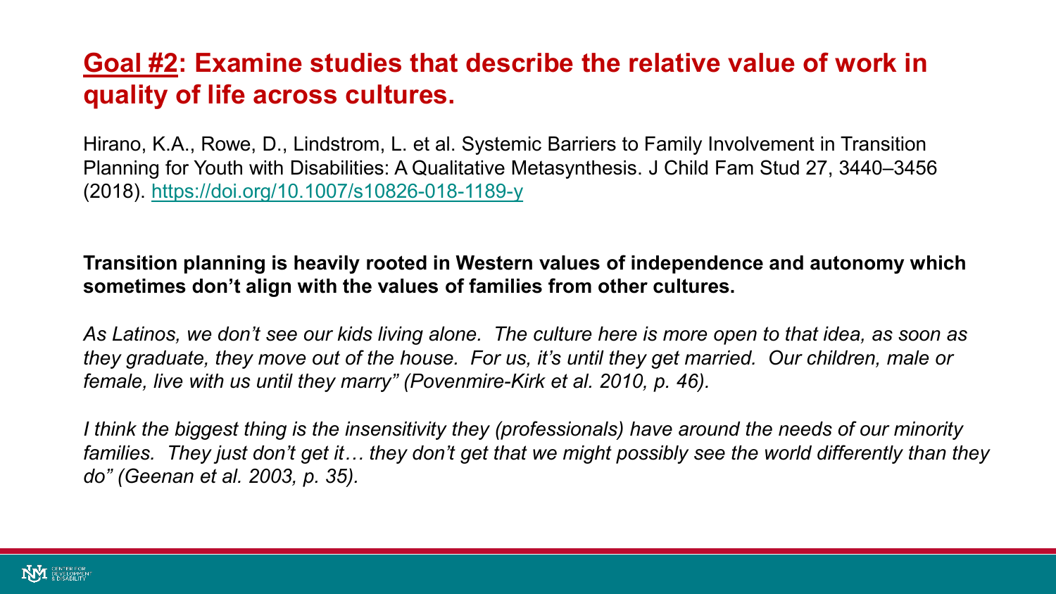## **<u>Goal #2</u>: Examine studies that describe the relative value of work in quality of life across cultures.**

Hirano, K.A., Rowe, D., Lindstrom, L. et al. Systemic Barriers to Family Involvement in Transition Planning for Youth with Disabilities: A Qualitative Metasynthesis. J Child Fam Stud 27, 3440–3456 (2018). https://doi.org/10.1007/s10826-018-1189-y

**Transition planning is heavily rooted in Western values of independence and autonomy which sometimes don't align with the values of families from other cultures.**

*As Latinos, we don't see our kids living alone. The culture here is more open to that idea, as soon as they graduate, they move out of the house. For us, it's until they get married. Our children, male or female, live with us until they marry" (Povenmire-Kirk et al. 2010, p. 46).*

*I think the biggest thing is the insensitivity they (professionals) have around the needs of our minority families. They just don't get it… they don't get that we might possibly see the world differently than they do" (Geenan et al. 2003, p. 35).*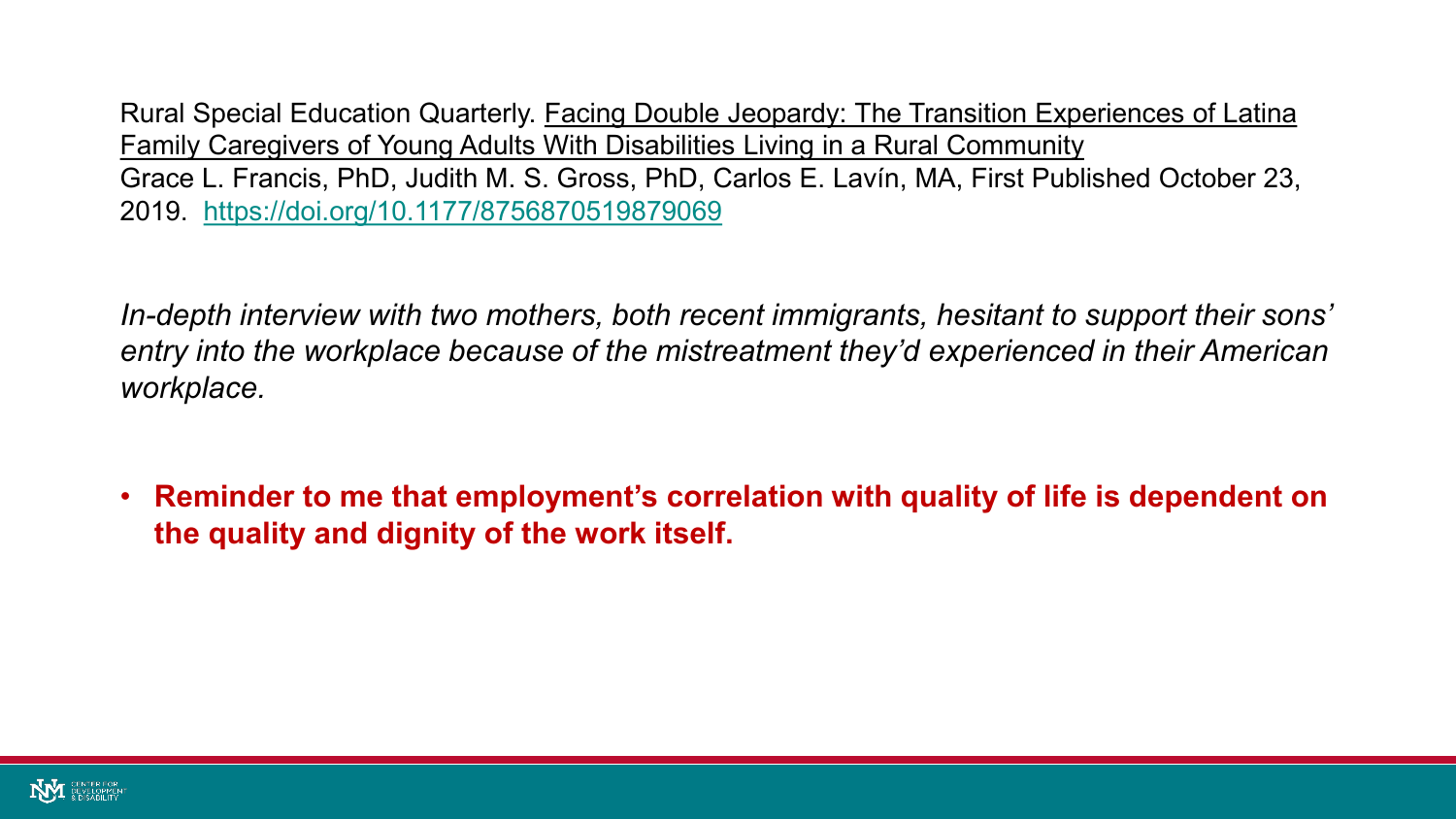Rural Special Education Quarterly. Facing Double Jeopardy: The Transition Experiences of Latina Family Caregivers of Young Adults With Disabilities Living in a Rural Community
Grace L. Francis, PhD, Judith M. S. Gross, PhD, Carlos E. Lavín, MA, First Published October 23, 2019. https://doi.org/10.1177/8756870519879069

*In-depth interview with two mothers, both recent immigrants, hesitant to support their sons' entry into the workplace because of the mistreatment they'd experienced in their American workplace.*

- **Reminder to me that employment's correlation with quality of life is dependent on the quality and dignity of the work itself.**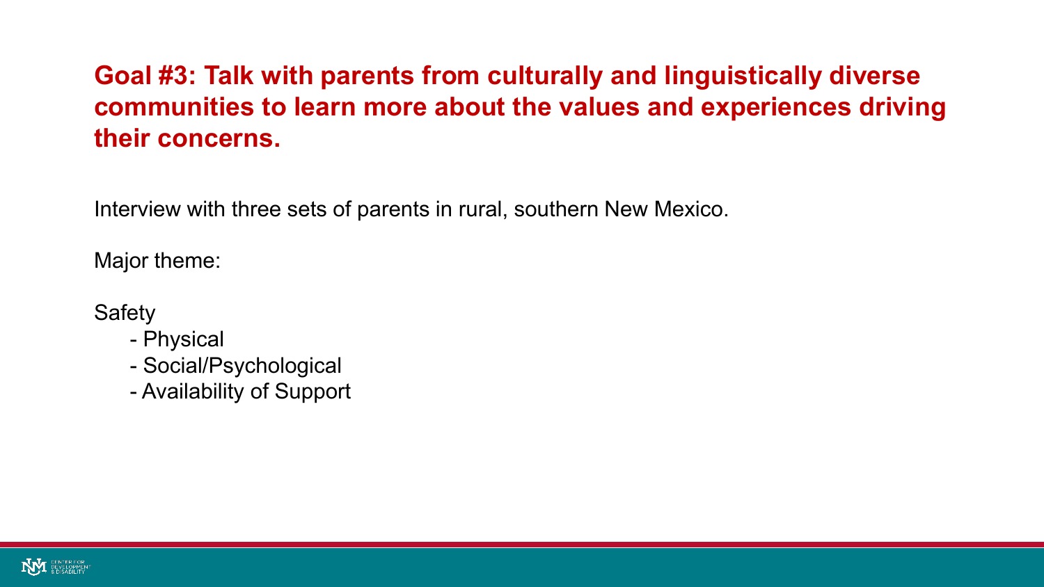## Goal #3: Talk with parents from culturally and linguistically diverse communities to learn more about the values and experiences driving their concerns.

Interview with three sets of parents in rural, southern New Mexico.

Major theme:

Safety

- Physical
- Social/Psychological
- Availability of Support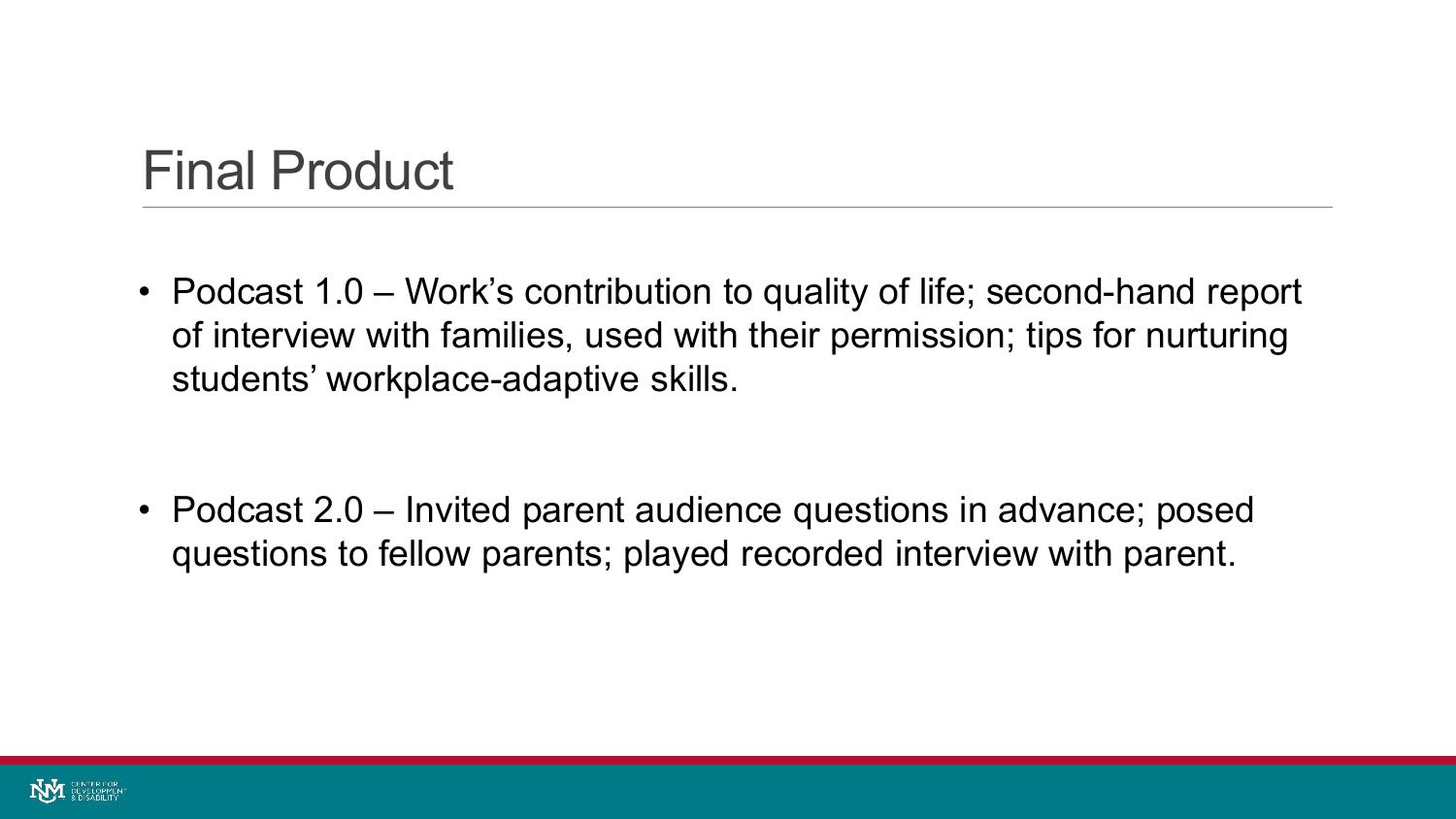# Final Product

- Podcast 1.0 – Work's contribution to quality of life; second-hand report of interview with families, used with their permission; tips for nurturing students' workplace-adaptive skills.

- Podcast 2.0 – Invited parent audience questions in advance; posed questions to fellow parents; played recorded interview with parent.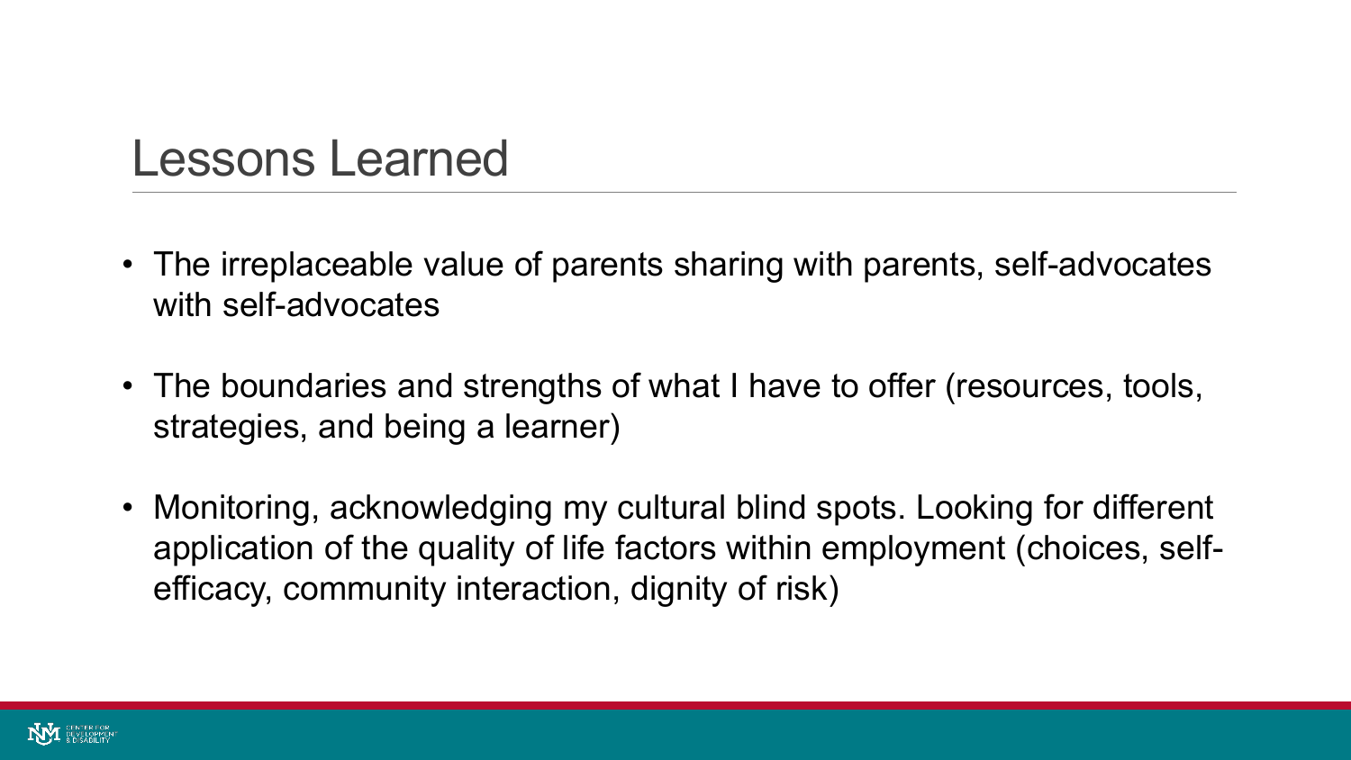# Lessons Learned

- The irreplaceable value of parents sharing with parents, self-advocates with self-advocates
- The boundaries and strengths of what I have to offer (resources, tools, strategies, and being a learner)
- Monitoring, acknowledging my cultural blind spots. Looking for different application of the quality of life factors within employment (choices, self-efficacy, community interaction, dignity of risk)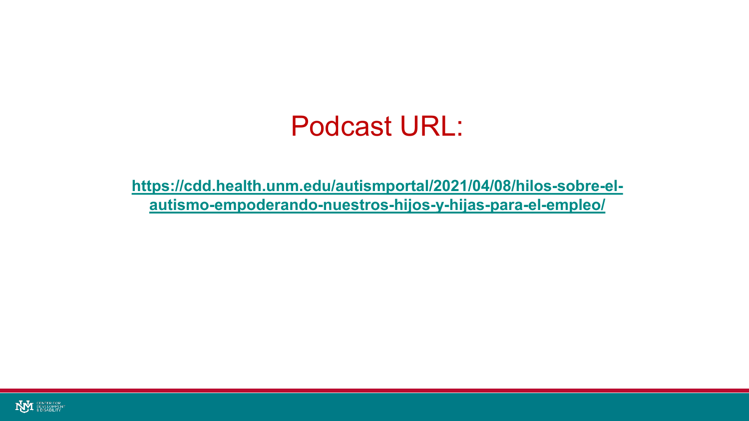# Podcast URL:

[https://cdd.health.unm.edu/autismportal/2021/04/08/hilos-sobre-el-autismo-empoderando-nuestros-hijos-y-hijas-para-el-empleo/](https://cdd.health.unm.edu/autismportal/2021/04/08/hilos-sobre-el-autismo-empoderando-nuestros-hijos-y-hijas-para-el-empleo/)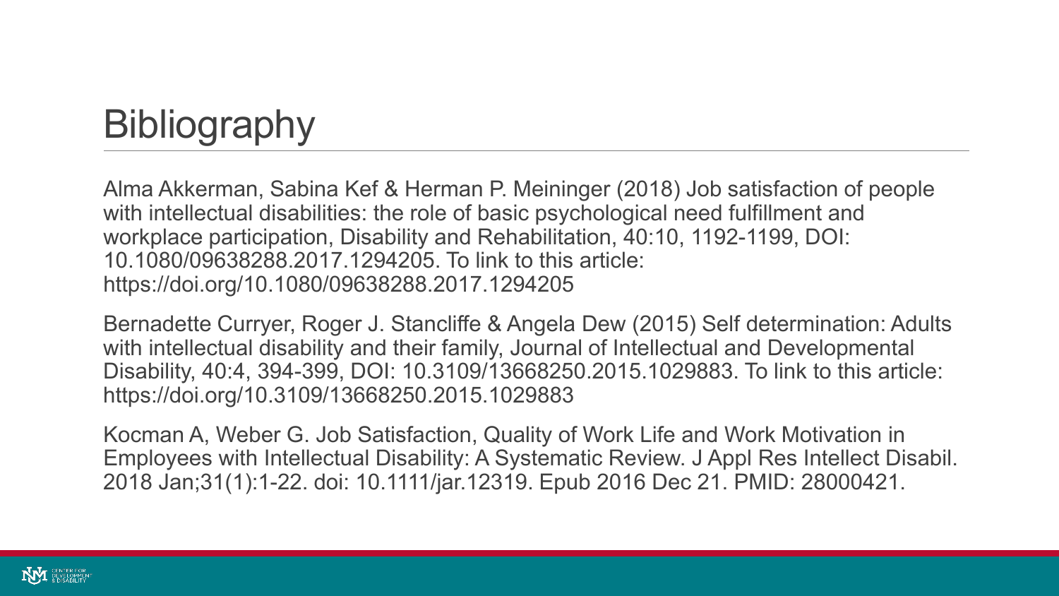# Bibliography

Alma Akkerman, Sabina Kef & Herman P. Meininger (2018) Job satisfaction of people with intellectual disabilities: the role of basic psychological need fulfillment and workplace participation, Disability and Rehabilitation, 40:10, 1192-1199, DOI: 10.1080/09638288.2017.1294205. To link to this article: https://doi.org/10.1080/09638288.2017.1294205

Bernadette Curryer, Roger J. Stancliffe & Angela Dew (2015) Self determination: Adults with intellectual disability and their family, Journal of Intellectual and Developmental Disability, 40:4, 394-399, DOI: 10.3109/13668250.2015.1029883. To link to this article: https://doi.org/10.3109/13668250.2015.1029883

Kocman A, Weber G. Job Satisfaction, Quality of Work Life and Work Motivation in Employees with Intellectual Disability: A Systematic Review. J Appl Res Intellect Disabil. 2018 Jan;31(1):1-22. doi: 10.1111/jar.12319. Epub 2016 Dec 21. PMID: 28000421.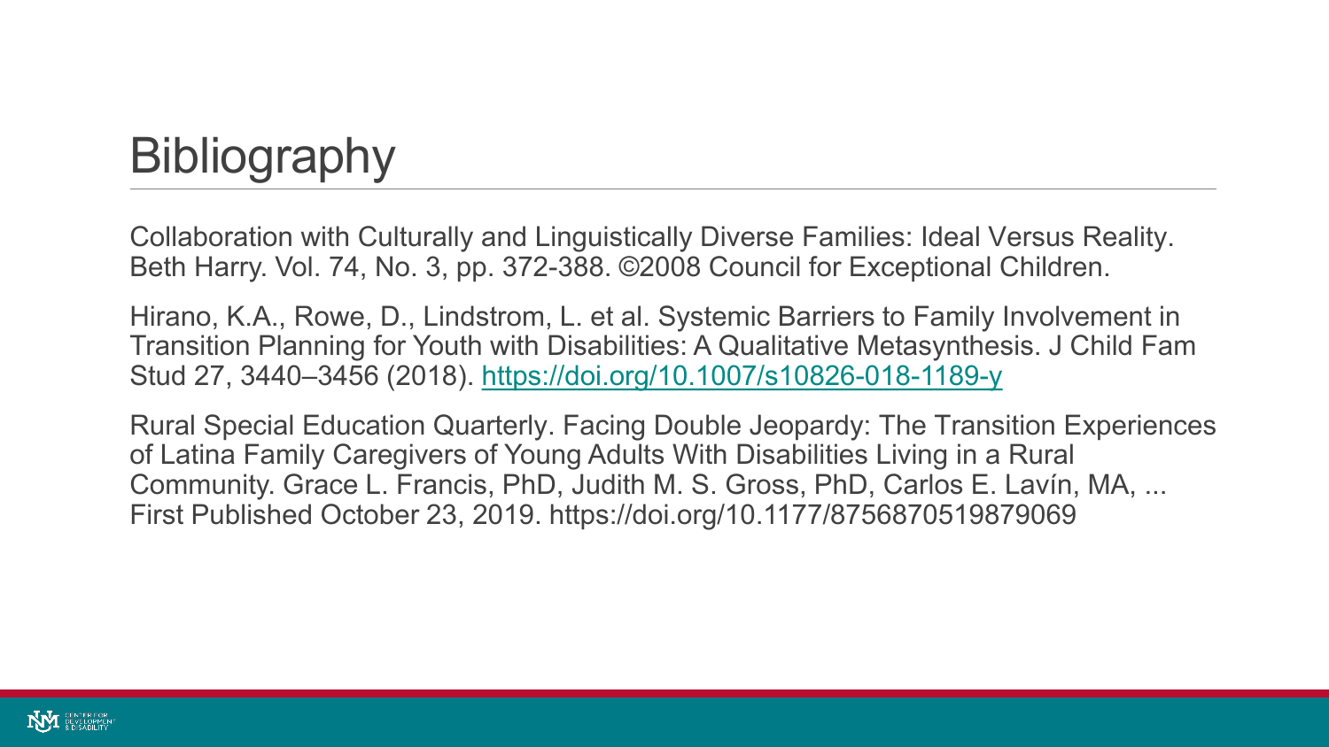# Bibliography

Collaboration with Culturally and Linguistically Diverse Families: Ideal Versus Reality. Beth Harry. Vol. 74, No. 3, pp. 372-388. ©2008 Council for Exceptional Children.

Hirano, K.A., Rowe, D., Lindstrom, L. et al. Systemic Barriers to Family Involvement in Transition Planning for Youth with Disabilities: A Qualitative Metasynthesis. J Child Fam Stud 27, 3440–3456 (2018). https://doi.org/10.1007/s10826-018-1189-y

Rural Special Education Quarterly. Facing Double Jeopardy: The Transition Experiences of Latina Family Caregivers of Young Adults With Disabilities Living in a Rural Community. Grace L. Francis, PhD, Judith M. S. Gross, PhD, Carlos E. Lavín, MA, ... First Published October 23, 2019. https://doi.org/10.1177/8756870519879069